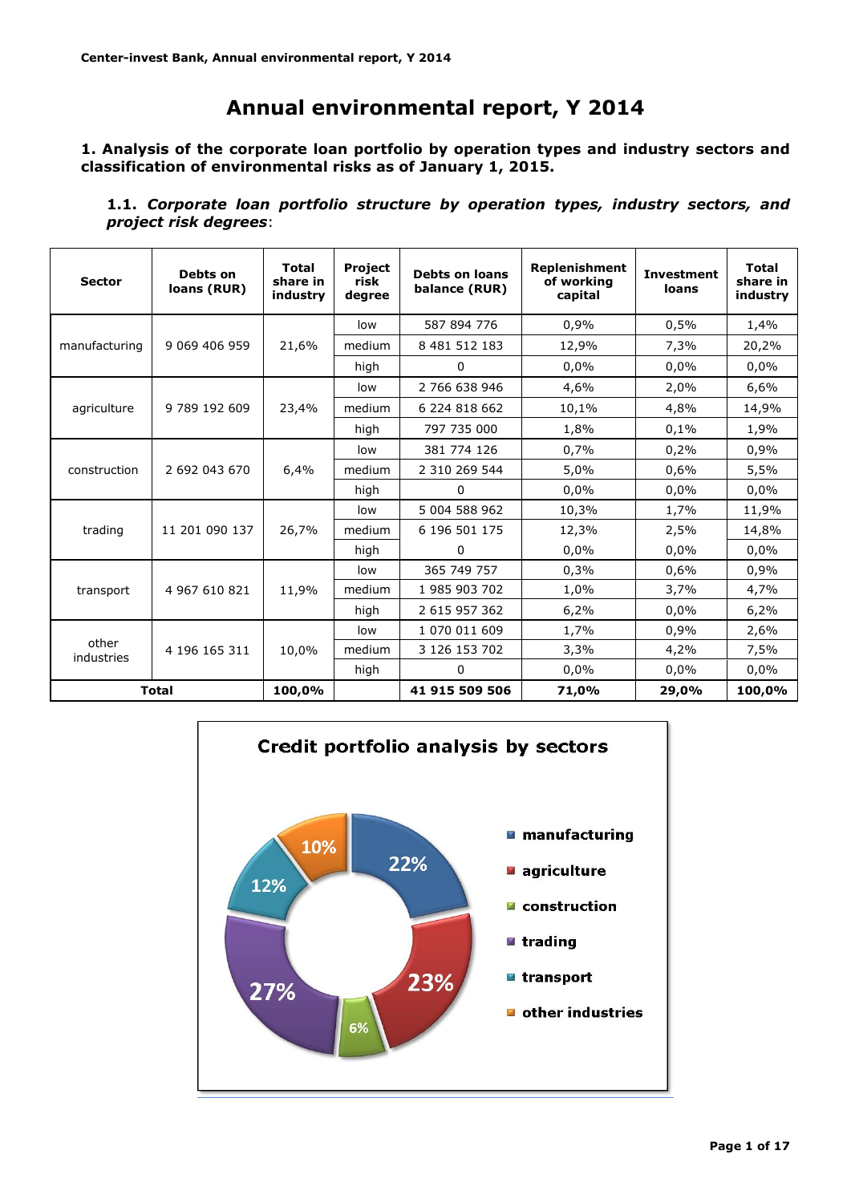# Annual environmental report, Y 2014

**1. Analysis of the corporate loan portfolio by operation types and industry sectors and classification of environmental risks as of January 1, 2015.**

**1.1.** ***Corporate loan portfolio structure by operation types, industry sectors, and project risk degrees***:

| Sector | Debts on loans (RUR) | Total share in industry | Project risk degree | Debts on loans balance (RUR) | Replenishment of working capital | Investment loans | Total share in industry |
|---|---|---|---|---|---|---|---|
| manufacturing | 9 069 406 959 | 21,6% | low | 587 894 776 | 0,9% | 0,5% | 1,4% |
| | | | medium | 8 481 512 183 | 12,9% | 7,3% | 20,2% |
| | | | high | 0 | 0,0% | 0,0% | 0,0% |
| agriculture | 9 789 192 609 | 23,4% | low | 2 766 638 946 | 4,6% | 2,0% | 6,6% |
| | | | medium | 6 224 818 662 | 10,1% | 4,8% | 14,9% |
| | | | high | 797 735 000 | 1,8% | 0,1% | 1,9% |
| construction | 2 692 043 670 | 6,4% | low | 381 774 126 | 0,7% | 0,2% | 0,9% |
| | | | medium | 2 310 269 544 | 5,0% | 0,6% | 5,5% |
| | | | high | 0 | 0,0% | 0,0% | 0,0% |
| trading | 11 201 090 137 | 26,7% | low | 5 004 588 962 | 10,3% | 1,7% | 11,9% |
| | | | medium | 6 196 501 175 | 12,3% | 2,5% | 14,8% |
| | | | high | 0 | 0,0% | 0,0% | 0,0% |
| transport | 4 967 610 821 | 11,9% | low | 365 749 757 | 0,3% | 0,6% | 0,9% |
| | | | medium | 1 985 903 702 | 1,0% | 3,7% | 4,7% |
| | | | high | 2 615 957 362 | 6,2% | 0,0% | 6,2% |
| other industries | 4 196 165 311 | 10,0% | low | 1 070 011 609 | 1,7% | 0,9% | 2,6% |
| | | | medium | 3 126 153 702 | 3,3% | 4,2% | 7,5% |
| | | | high | 0 | 0,0% | 0,0% | 0,0% |
| **Total** | | **100,0%** | | **41 915 509 506** | **71,0%** | **29,0%** | **100,0%** |

**Credit portfolio analysis by sectors**

| Sector | Share |
|---|---|
| manufacturing | 22% |
| agriculture | 23% |
| construction | 6% |
| trading | 27% |
| transport | 12% |
| other industries | 10% |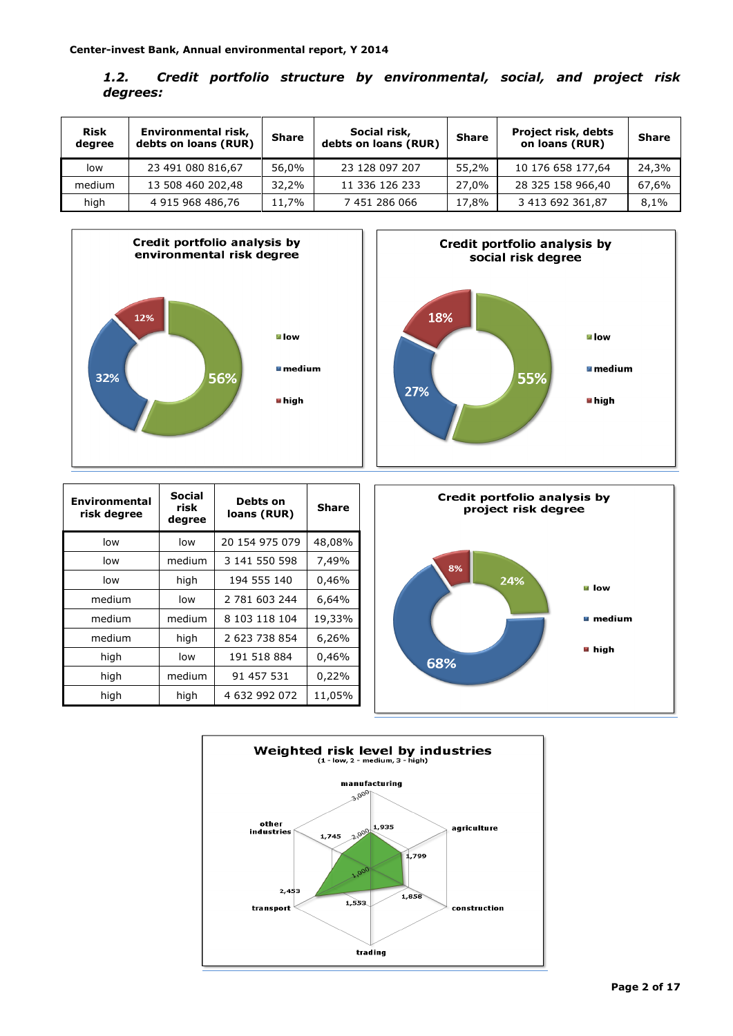### 1.2. *Credit portfolio structure by environmental, social, and project risk degrees:*

| Risk degree | Environmental risk, debts on loans (RUR) | Share | Social risk, debts on loans (RUR) | Share | Project risk, debts on loans (RUR) | Share |
|---|---|---|---|---|---|---|
| low | 23 491 080 816,67 | 56,0% | 23 128 097 207 | 55,2% | 10 176 658 177,64 | 24,3% |
| medium | 13 508 460 202,48 | 32,2% | 11 336 126 233 | 27,0% | 28 325 158 966,40 | 67,6% |
| high | 4 915 968 486,76 | 11,7% | 7 451 286 066 | 17,8% | 3 413 692 361,87 | 8,1% |

**Credit portfolio analysis by environmental risk degree**

- low: 56%
- medium: 32%
- high: 12%

**Credit portfolio analysis by social risk degree**

- low: 55%
- medium: 27%
- high: 18%

| Environmental risk degree | Social risk degree | Debts on loans (RUR) | Share |
|---|---|---|---|
| low | low | 20 154 975 079 | 48,08% |
| low | medium | 3 141 550 598 | 7,49% |
| low | high | 194 555 140 | 0,46% |
| medium | low | 2 781 603 244 | 6,64% |
| medium | medium | 8 103 118 104 | 19,33% |
| medium | high | 2 623 738 854 | 6,26% |
| high | low | 191 518 884 | 0,46% |
| high | medium | 91 457 531 | 0,22% |
| high | high | 4 632 992 072 | 11,05% |

**Credit portfolio analysis by project risk degree**

- low: 24%
- medium: 68%
- high: 8%

**Weighted risk level by industries**
(1 - low, 2 - medium, 3 - high)

- manufacturing: 1,935
- agriculture: 1,799
- construction: 1,858
- trading: 1,553
- transport: 2,453
- other industries: 1,745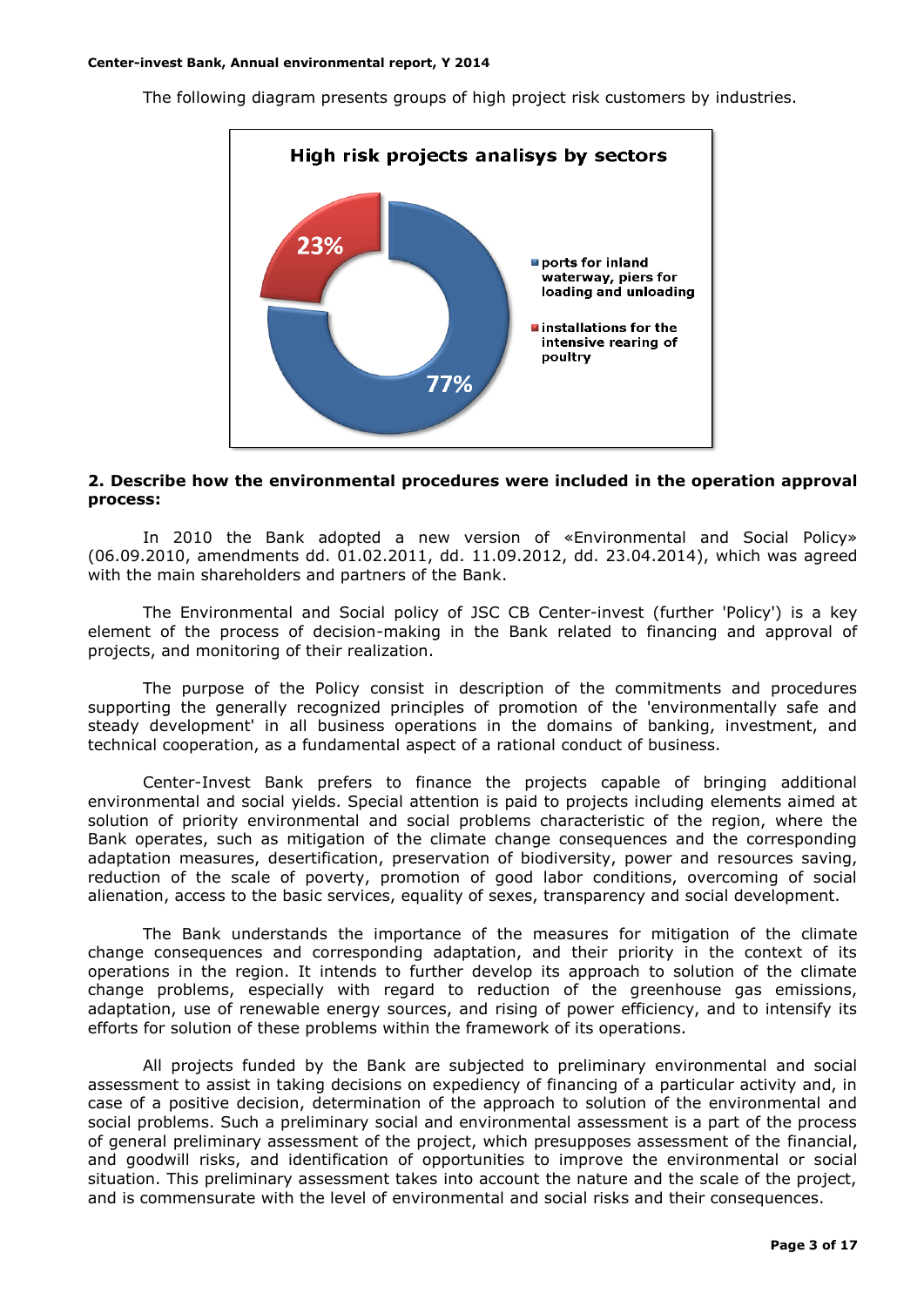The following diagram presents groups of high project risk customers by industries.

**High risk projects analisys by sectors**

- ports for inland waterway, piers for loading and unloading: 77%
- installations for the intensive rearing of poultry: 23%

**2. Describe how the environmental procedures were included in the operation approval process:**

In 2010 the Bank adopted a new version of «Environmental and Social Policy» (06.09.2010, amendments dd. 01.02.2011, dd. 11.09.2012, dd. 23.04.2014), which was agreed with the main shareholders and partners of the Bank.

The Environmental and Social policy of JSC CB Center-invest (further 'Policy') is a key element of the process of decision-making in the Bank related to financing and approval of projects, and monitoring of their realization.

The purpose of the Policy consist in description of the commitments and procedures supporting the generally recognized principles of promotion of the 'environmentally safe and steady development' in all business operations in the domains of banking, investment, and technical cooperation, as a fundamental aspect of a rational conduct of business.

Center-Invest Bank prefers to finance the projects capable of bringing additional environmental and social yields. Special attention is paid to projects including elements aimed at solution of priority environmental and social problems characteristic of the region, where the Bank operates, such as mitigation of the climate change consequences and the corresponding adaptation measures, desertification, preservation of biodiversity, power and resources saving, reduction of the scale of poverty, promotion of good labor conditions, overcoming of social alienation, access to the basic services, equality of sexes, transparency and social development.

The Bank understands the importance of the measures for mitigation of the climate change consequences and corresponding adaptation, and their priority in the context of its operations in the region. It intends to further develop its approach to solution of the climate change problems, especially with regard to reduction of the greenhouse gas emissions, adaptation, use of renewable energy sources, and rising of power efficiency, and to intensify its efforts for solution of these problems within the framework of its operations.

All projects funded by the Bank are subjected to preliminary environmental and social assessment to assist in taking decisions on expediency of financing of a particular activity and, in case of a positive decision, determination of the approach to solution of the environmental and social problems. Such a preliminary social and environmental assessment is a part of the process of general preliminary assessment of the project, which presupposes assessment of the financial, and goodwill risks, and identification of opportunities to improve the environmental or social situation. This preliminary assessment takes into account the nature and the scale of the project, and is commensurate with the level of environmental and social risks and their consequences.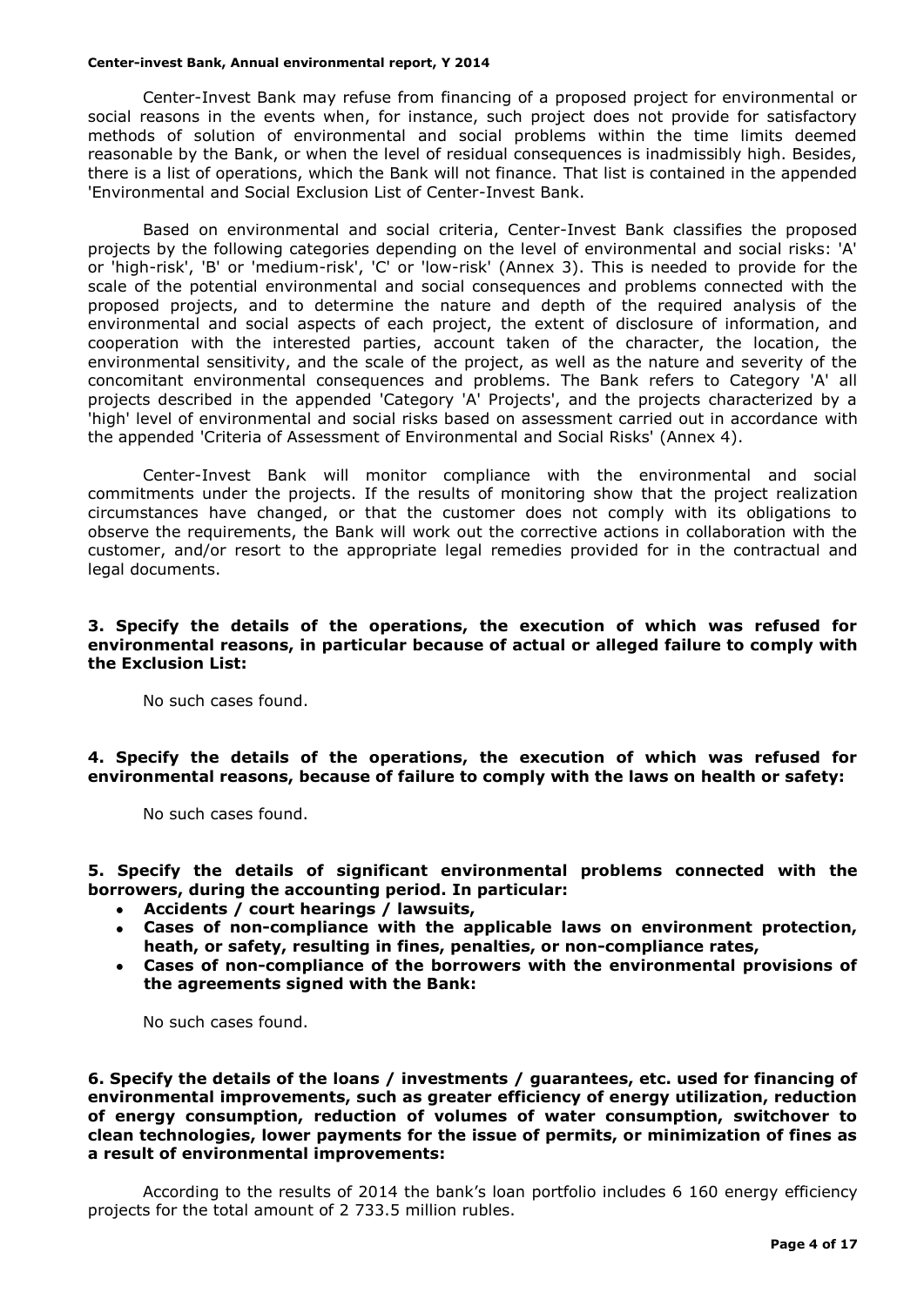Center-Invest Bank may refuse from financing of a proposed project for environmental or social reasons in the events when, for instance, such project does not provide for satisfactory methods of solution of environmental and social problems within the time limits deemed reasonable by the Bank, or when the level of residual consequences is inadmissibly high. Besides, there is a list of operations, which the Bank will not finance. That list is contained in the appended 'Environmental and Social Exclusion List of Center-Invest Bank.

Based on environmental and social criteria, Center-Invest Bank classifies the proposed projects by the following categories depending on the level of environmental and social risks: 'A' or 'high-risk', 'B' or 'medium-risk', 'C' or 'low-risk' (Annex 3). This is needed to provide for the scale of the potential environmental and social consequences and problems connected with the proposed projects, and to determine the nature and depth of the required analysis of the environmental and social aspects of each project, the extent of disclosure of information, and cooperation with the interested parties, account taken of the character, the location, the environmental sensitivity, and the scale of the project, as well as the nature and severity of the concomitant environmental consequences and problems. The Bank refers to Category 'A' all projects described in the appended 'Category 'A' Projects', and the projects characterized by a 'high' level of environmental and social risks based on assessment carried out in accordance with the appended 'Criteria of Assessment of Environmental and Social Risks' (Annex 4).

Center-Invest Bank will monitor compliance with the environmental and social commitments under the projects. If the results of monitoring show that the project realization circumstances have changed, or that the customer does not comply with its obligations to observe the requirements, the Bank will work out the corrective actions in collaboration with the customer, and/or resort to the appropriate legal remedies provided for in the contractual and legal documents.

**3. Specify the details of the operations, the execution of which was refused for environmental reasons, in particular because of actual or alleged failure to comply with the Exclusion List:**

No such cases found.

**4. Specify the details of the operations, the execution of which was refused for environmental reasons, because of failure to comply with the laws on health or safety:**

No such cases found.

**5. Specify the details of significant environmental problems connected with the borrowers, during the accounting period. In particular:**

- **Accidents / court hearings / lawsuits,**
- **Cases of non-compliance with the applicable laws on environment protection, heath, or safety, resulting in fines, penalties, or non-compliance rates,**
- **Cases of non-compliance of the borrowers with the environmental provisions of the agreements signed with the Bank:**

No such cases found.

**6. Specify the details of the loans / investments / guarantees, etc. used for financing of environmental improvements, such as greater efficiency of energy utilization, reduction of energy consumption, reduction of volumes of water consumption, switchover to clean technologies, lower payments for the issue of permits, or minimization of fines as a result of environmental improvements:**

According to the results of 2014 the bank's loan portfolio includes 6 160 energy efficiency projects for the total amount of 2 733.5 million rubles.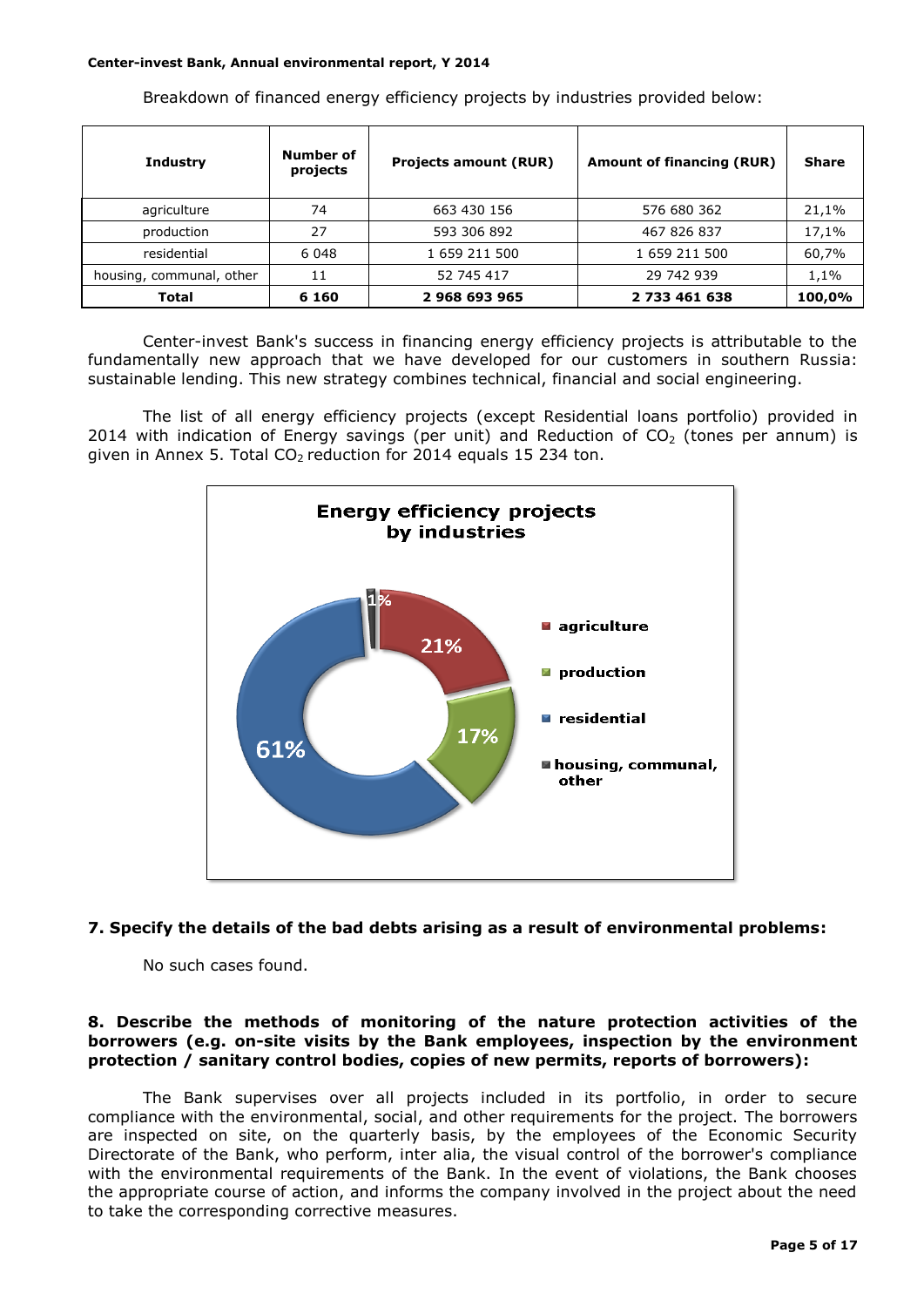Breakdown of financed energy efficiency projects by industries provided below:

| Industry | Number of projects | Projects amount (RUR) | Amount of financing (RUR) | Share |
|---|---|---|---|---|
| agriculture | 74 | 663 430 156 | 576 680 362 | 21,1% |
| production | 27 | 593 306 892 | 467 826 837 | 17,1% |
| residential | 6 048 | 1 659 211 500 | 1 659 211 500 | 60,7% |
| housing, communal, other | 11 | 52 745 417 | 29 742 939 | 1,1% |
| **Total** | **6 160** | **2 968 693 965** | **2 733 461 638** | **100,0%** |

Center-invest Bank's success in financing energy efficiency projects is attributable to the fundamentally new approach that we have developed for our customers in southern Russia: sustainable lending. This new strategy combines technical, financial and social engineering.

The list of all energy efficiency projects (except Residential loans portfolio) provided in 2014 with indication of Energy savings (per unit) and Reduction of $CO_2$ (tones per annum) is given in Annex 5. Total $CO_2$ reduction for 2014 equals 15 234 ton.

**Energy efficiency projects by industries**

- agriculture: 21%
- production: 17%
- residential: 61%
- housing, communal, other: 1%

### 7. Specify the details of the bad debts arising as a result of environmental problems:

No such cases found.

### 8. Describe the methods of monitoring of the nature protection activities of the borrowers (e.g. on-site visits by the Bank employees, inspection by the environment protection / sanitary control bodies, copies of new permits, reports of borrowers):

The Bank supervises over all projects included in its portfolio, in order to secure compliance with the environmental, social, and other requirements for the project. The borrowers are inspected on site, on the quarterly basis, by the employees of the Economic Security Directorate of the Bank, who perform, inter alia, the visual control of the borrower's compliance with the environmental requirements of the Bank. In the event of violations, the Bank chooses the appropriate course of action, and informs the company involved in the project about the need to take the corresponding corrective measures.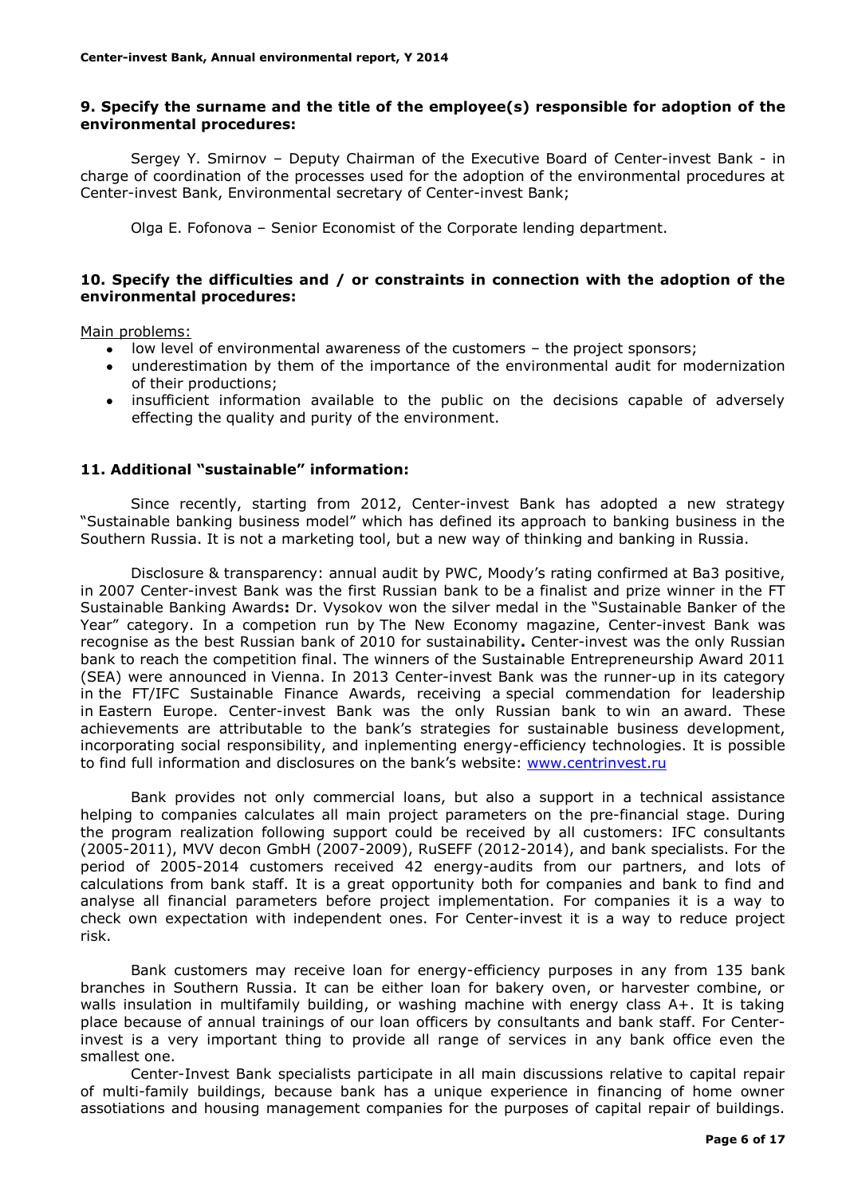## 9. Specify the surname and the title of the employee(s) responsible for adoption of the environmental procedures:

Sergey Y. Smirnov – Deputy Chairman of the Executive Board of Center-invest Bank - in charge of coordination of the processes used for the adoption of the environmental procedures at Center-invest Bank, Environmental secretary of Center-invest Bank;

Olga E. Fofonova – Senior Economist of the Corporate lending department.

## 10. Specify the difficulties and / or constraints in connection with the adoption of the environmental procedures:

Main problems:

- low level of environmental awareness of the customers – the project sponsors;
- underestimation by them of the importance of the environmental audit for modernization of their productions;
- insufficient information available to the public on the decisions capable of adversely effecting the quality and purity of the environment.

## 11. Additional "sustainable" information:

Since recently, starting from 2012, Center-invest Bank has adopted a new strategy "Sustainable banking business model" which has defined its approach to banking business in the Southern Russia. It is not a marketing tool, but a new way of thinking and banking in Russia.

Disclosure & transparency: annual audit by PWC, Moody's rating confirmed at Ba3 positive, in 2007 Center-invest Bank was the first Russian bank to be a finalist and prize winner in the FT Sustainable Banking Awards**:** Dr. Vysokov won the silver medal in the "Sustainable Banker of the Year" category. In a competion run by The New Economy magazine, Center-invest Bank was recognise as the best Russian bank of 2010 for sustainability**.** Center-invest was the only Russian bank to reach the competition final. The winners of the Sustainable Entrepreneurship Award 2011 (SEA) were announced in Vienna. In 2013 Center-invest Bank was the runner-up in its category in the FT/IFC Sustainable Finance Awards, receiving a special commendation for leadership in Eastern Europe. Center-invest Bank was the only Russian bank to win an award. These achievements are attributable to the bank's strategies for sustainable business development, incorporating social responsibility, and inplementing energy-efficiency technologies. It is possible to find full information and disclosures on the bank's website: www.centrinvest.ru

Bank provides not only commercial loans, but also a support in a technical assistance helping to companies calculates all main project parameters on the pre-financial stage. During the program realization following support could be received by all customers: IFC consultants (2005-2011), MVV decon GmbH (2007-2009), RuSEFF (2012-2014), and bank specialists. For the period of 2005-2014 customers received 42 energy-audits from our partners, and lots of calculations from bank staff. It is a great opportunity both for companies and bank to find and analyse all financial parameters before project implementation. For companies it is a way to check own expectation with independent ones. For Center-invest it is a way to reduce project risk.

Bank customers may receive loan for energy-efficiency purposes in any from 135 bank branches in Southern Russia. It can be either loan for bakery oven, or harvester combine, or walls insulation in multifamily building, or washing machine with energy class A+. It is taking place because of annual trainings of our loan officers by consultants and bank staff. For Center-invest is a very important thing to provide all range of services in any bank office even the smallest one.

Center-Invest Bank specialists participate in all main discussions relative to capital repair of multi-family buildings, because bank has a unique experience in financing of home owner assotiations and housing management companies for the purposes of capital repair of buildings.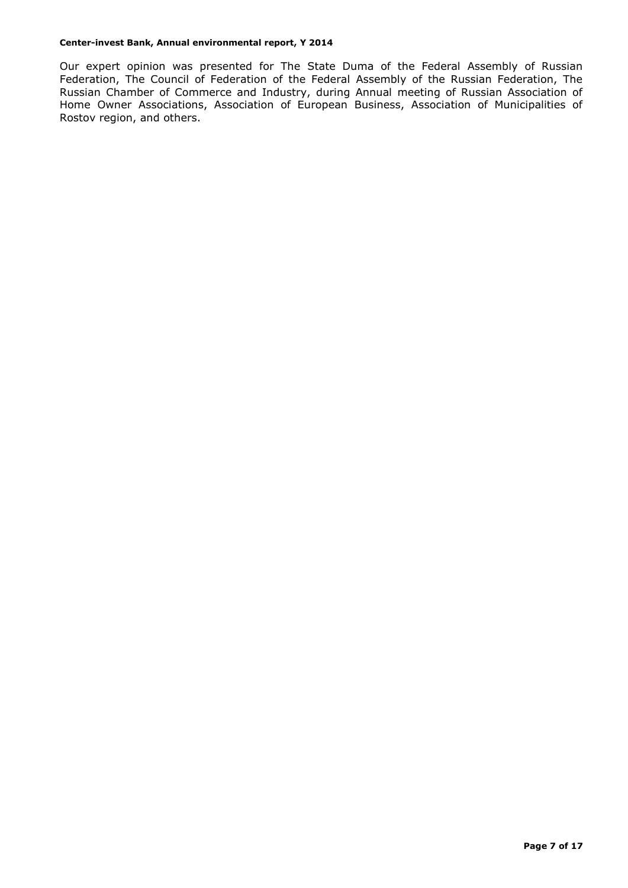Our expert opinion was presented for The State Duma of the Federal Assembly of Russian Federation, The Council of Federation of the Federal Assembly of the Russian Federation, The Russian Chamber of Commerce and Industry, during Annual meeting of Russian Association of Home Owner Associations, Association of European Business, Association of Municipalities of Rostov region, and others.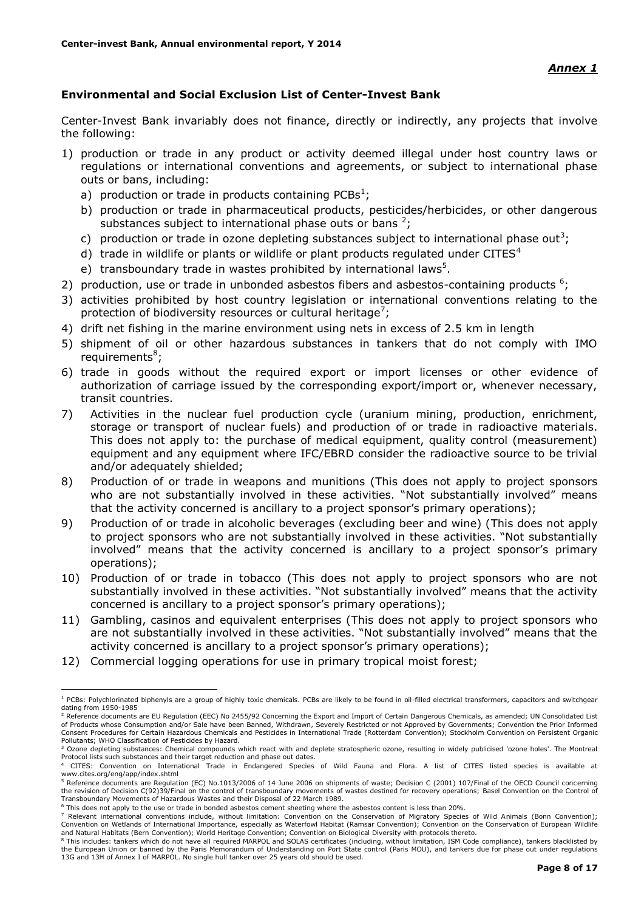*Annex 1*

## Environmental and Social Exclusion List of Center-Invest Bank

Center-Invest Bank invariably does not finance, directly or indirectly, any projects that involve the following:

1) production or trade in any product or activity deemed illegal under host country laws or regulations or international conventions and agreements, or subject to international phase outs or bans, including:
   a) production or trade in products containing PCBs[1];
   b) production or trade in pharmaceutical products, pesticides/herbicides, or other dangerous substances subject to international phase outs or bans [2];
   c) production or trade in ozone depleting substances subject to international phase out[3];
   d) trade in wildlife or plants or wildlife or plant products regulated under CITES[4]
   e) transboundary trade in wastes prohibited by international laws[5].
2) production, use or trade in unbonded asbestos fibers and asbestos-containing products [6];
3) activities prohibited by host country legislation or international conventions relating to the protection of biodiversity resources or cultural heritage[7];
4) drift net fishing in the marine environment using nets in excess of 2.5 km in length
5) shipment of oil or other hazardous substances in tankers that do not comply with IMO requirements[8];
6) trade in goods without the required export or import licenses or other evidence of authorization of carriage issued by the corresponding export/import or, whenever necessary, transit countries.
7) Activities in the nuclear fuel production cycle (uranium mining, production, enrichment, storage or transport of nuclear fuels) and production of or trade in radioactive materials. This does not apply to: the purchase of medical equipment, quality control (measurement) equipment and any equipment where IFC/EBRD consider the radioactive source to be trivial and/or adequately shielded;
8) Production of or trade in weapons and munitions (This does not apply to project sponsors who are not substantially involved in these activities. "Not substantially involved" means that the activity concerned is ancillary to a project sponsor's primary operations);
9) Production of or trade in alcoholic beverages (excluding beer and wine) (This does not apply to project sponsors who are not substantially involved in these activities. "Not substantially involved" means that the activity concerned is ancillary to a project sponsor's primary operations);
10) Production of or trade in tobacco (This does not apply to project sponsors who are not substantially involved in these activities. "Not substantially involved" means that the activity concerned is ancillary to a project sponsor's primary operations);
11) Gambling, casinos and equivalent enterprises (This does not apply to project sponsors who are not substantially involved in these activities. "Not substantially involved" means that the activity concerned is ancillary to a project sponsor's primary operations);
12) Commercial logging operations for use in primary tropical moist forest;

---

[1] PCBs: Polychlorinated biphenyls are a group of highly toxic chemicals. PCBs are likely to be found in oil-filled electrical transformers, capacitors and switchgear dating from 1950-1985

[2] Reference documents are EU Regulation (EEC) No 2455/92 Concerning the Export and Import of Certain Dangerous Chemicals, as amended; UN Consolidated List of Products whose Consumption and/or Sale have been Banned, Withdrawn, Severely Restricted or not Approved by Governments; Convention the Prior Informed Consent Procedures for Certain Hazardous Chemicals and Pesticides in International Trade (Rotterdam Convention); Stockholm Convention on Persistent Organic Pollutants; WHO Classification of Pesticides by Hazard.

[3] Ozone depleting substances: Chemical compounds which react with and deplete stratospheric ozone, resulting in widely publicised 'ozone holes'. The Montreal Protocol lists such substances and their target reduction and phase out dates.

[4] CITES: Convention on International Trade in Endangered Species of Wild Fauna and Flora. A list of CITES listed species is available at www.cites.org/eng/app/index.shtml

[5] Reference documents are Regulation (EC) No.1013/2006 of 14 June 2006 on shipments of waste; Decision C (2001) 107/Final of the OECD Council concerning the revision of Decision C(92)39/Final on the control of transboundary movements of wastes destined for recovery operations; Basel Convention on the Control of Transboundary Movements of Hazardous Wastes and their Disposal of 22 March 1989.

[6] This does not apply to the use or trade in bonded asbestos cement sheeting where the asbestos content is less than 20%.

[7] Relevant international conventions include, without limitation: Convention on the Conservation of Migratory Species of Wild Animals (Bonn Convention); Convention on Wetlands of International Importance, especially as Waterfowl Habitat (Ramsar Convention); Convention on the Conservation of European Wildlife and Natural Habitats (Bern Convention); World Heritage Convention; Convention on Biological Diversity with protocols thereto.

[8] This includes: tankers which do not have all required MARPOL and SOLAS certificates (including, without limitation, ISM Code compliance), tankers blacklisted by the European Union or banned by the Paris Memorandum of Understanding on Port State control (Paris MOU), and tankers due for phase out under regulations 13G and 13H of Annex I of MARPOL. No single hull tanker over 25 years old should be used.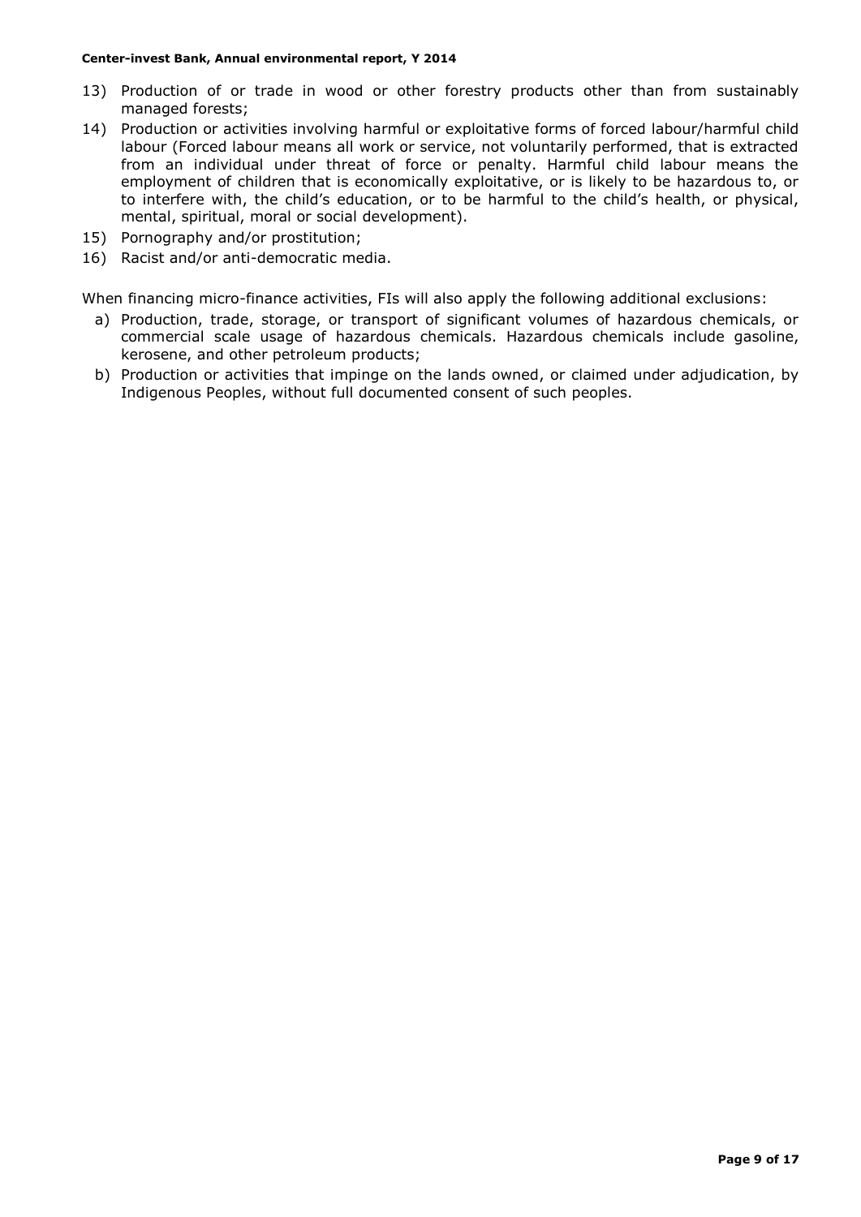13) Production of or trade in wood or other forestry products other than from sustainably managed forests;
14) Production or activities involving harmful or exploitative forms of forced labour/harmful child labour (Forced labour means all work or service, not voluntarily performed, that is extracted from an individual under threat of force or penalty. Harmful child labour means the employment of children that is economically exploitative, or is likely to be hazardous to, or to interfere with, the child's education, or to be harmful to the child's health, or physical, mental, spiritual, moral or social development).
15) Pornography and/or prostitution;
16) Racist and/or anti-democratic media.

When financing micro-finance activities, FIs will also apply the following additional exclusions:

a) Production, trade, storage, or transport of significant volumes of hazardous chemicals, or commercial scale usage of hazardous chemicals. Hazardous chemicals include gasoline, kerosene, and other petroleum products;
b) Production or activities that impinge on the lands owned, or claimed under adjudication, by Indigenous Peoples, without full documented consent of such peoples.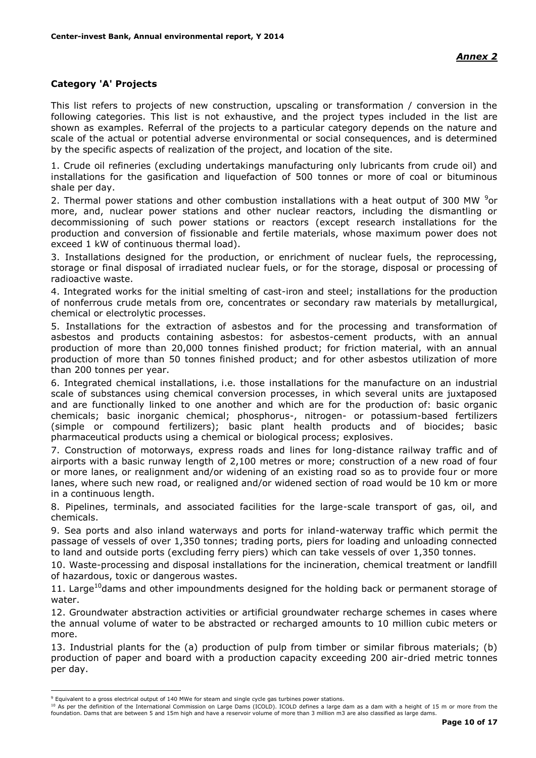*Annex 2*

## Category 'A' Projects

This list refers to projects of new construction, upscaling or transformation / conversion in the following categories. This list is not exhaustive, and the project types included in the list are shown as examples. Referral of the projects to a particular category depends on the nature and scale of the actual or potential adverse environmental or social consequences, and is determined by the specific aspects of realization of the project, and location of the site.

1. Crude oil refineries (excluding undertakings manufacturing only lubricants from crude oil) and installations for the gasification and liquefaction of 500 tonnes or more of coal or bituminous shale per day.

2. Thermal power stations and other combustion installations with a heat output of 300 MW [9]or more, and, nuclear power stations and other nuclear reactors, including the dismantling or decommissioning of such power stations or reactors (except research installations for the production and conversion of fissionable and fertile materials, whose maximum power does not exceed 1 kW of continuous thermal load).

3. Installations designed for the production, or enrichment of nuclear fuels, the reprocessing, storage or final disposal of irradiated nuclear fuels, or for the storage, disposal or processing of radioactive waste.

4. Integrated works for the initial smelting of cast-iron and steel; installations for the production of nonferrous crude metals from ore, concentrates or secondary raw materials by metallurgical, chemical or electrolytic processes.

5. Installations for the extraction of asbestos and for the processing and transformation of asbestos and products containing asbestos: for asbestos-cement products, with an annual production of more than 20,000 tonnes finished product; for friction material, with an annual production of more than 50 tonnes finished product; and for other asbestos utilization of more than 200 tonnes per year.

6. Integrated chemical installations, i.e. those installations for the manufacture on an industrial scale of substances using chemical conversion processes, in which several units are juxtaposed and are functionally linked to one another and which are for the production of: basic organic chemicals; basic inorganic chemical; phosphorus-, nitrogen- or potassium-based fertilizers (simple or compound fertilizers); basic plant health products and of biocides; basic pharmaceutical products using a chemical or biological process; explosives.

7. Construction of motorways, express roads and lines for long-distance railway traffic and of airports with a basic runway length of 2,100 metres or more; construction of a new road of four or more lanes, or realignment and/or widening of an existing road so as to provide four or more lanes, where such new road, or realigned and/or widened section of road would be 10 km or more in a continuous length.

8. Pipelines, terminals, and associated facilities for the large-scale transport of gas, oil, and chemicals.

9. Sea ports and also inland waterways and ports for inland-waterway traffic which permit the passage of vessels of over 1,350 tonnes; trading ports, piers for loading and unloading connected to land and outside ports (excluding ferry piers) which can take vessels of over 1,350 tonnes.

10. Waste-processing and disposal installations for the incineration, chemical treatment or landfill of hazardous, toxic or dangerous wastes.

11. Large[10]dams and other impoundments designed for the holding back or permanent storage of water.

12. Groundwater abstraction activities or artificial groundwater recharge schemes in cases where the annual volume of water to be abstracted or recharged amounts to 10 million cubic meters or more.

13. Industrial plants for the (a) production of pulp from timber or similar fibrous materials; (b) production of paper and board with a production capacity exceeding 200 air-dried metric tonnes per day.

---

[9] Equivalent to a gross electrical output of 140 MWe for steam and single cycle gas turbines power stations.

[10] As per the definition of the International Commission on Large Dams (ICOLD). ICOLD defines a large dam as a dam with a height of 15 m or more from the foundation. Dams that are between 5 and 15m high and have a reservoir volume of more than 3 million m3 are also classified as large dams.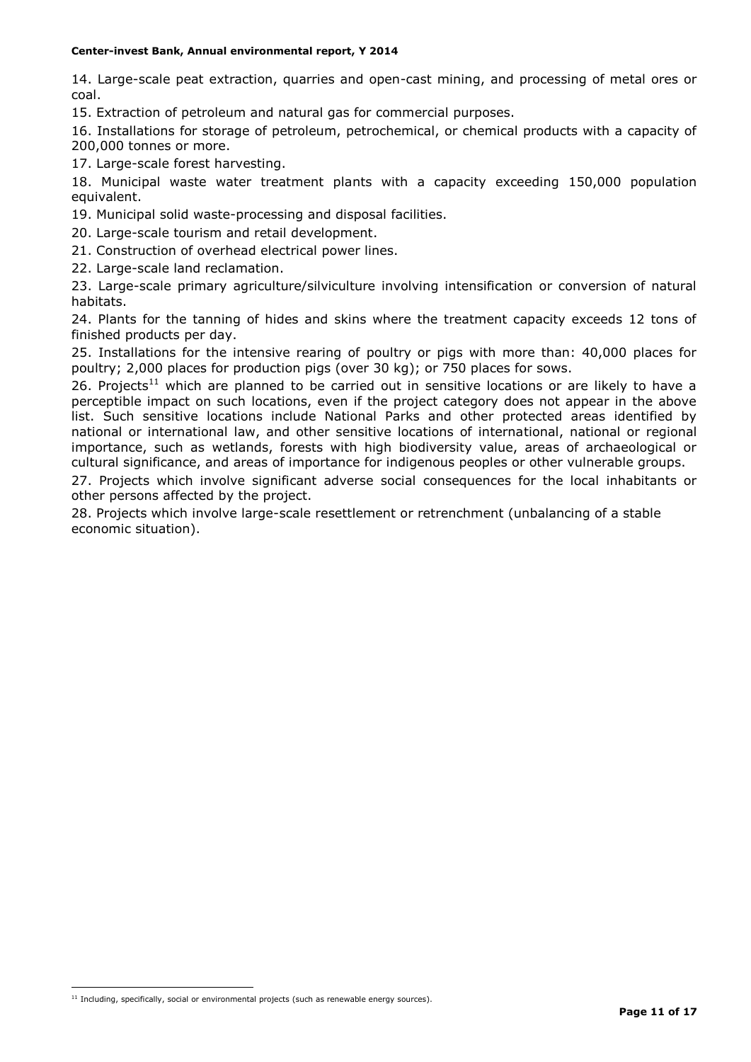14. Large-scale peat extraction, quarries and open-cast mining, and processing of metal ores or coal.

15. Extraction of petroleum and natural gas for commercial purposes.

16. Installations for storage of petroleum, petrochemical, or chemical products with a capacity of 200,000 tonnes or more.

17. Large-scale forest harvesting.

18. Municipal waste water treatment plants with a capacity exceeding 150,000 population equivalent.

19. Municipal solid waste-processing and disposal facilities.

20. Large-scale tourism and retail development.

21. Construction of overhead electrical power lines.

22. Large-scale land reclamation.

23. Large-scale primary agriculture/silviculture involving intensification or conversion of natural habitats.

24. Plants for the tanning of hides and skins where the treatment capacity exceeds 12 tons of finished products per day.

25. Installations for the intensive rearing of poultry or pigs with more than: 40,000 places for poultry; 2,000 places for production pigs (over 30 kg); or 750 places for sows.

26. Projects[11] which are planned to be carried out in sensitive locations or are likely to have a perceptible impact on such locations, even if the project category does not appear in the above list. Such sensitive locations include National Parks and other protected areas identified by national or international law, and other sensitive locations of international, national or regional importance, such as wetlands, forests with high biodiversity value, areas of archaeological or cultural significance, and areas of importance for indigenous peoples or other vulnerable groups.

27. Projects which involve significant adverse social consequences for the local inhabitants or other persons affected by the project.

28. Projects which involve large-scale resettlement or retrenchment (unbalancing of a stable economic situation).

---

[11] Including, specifically, social or environmental projects (such as renewable energy sources).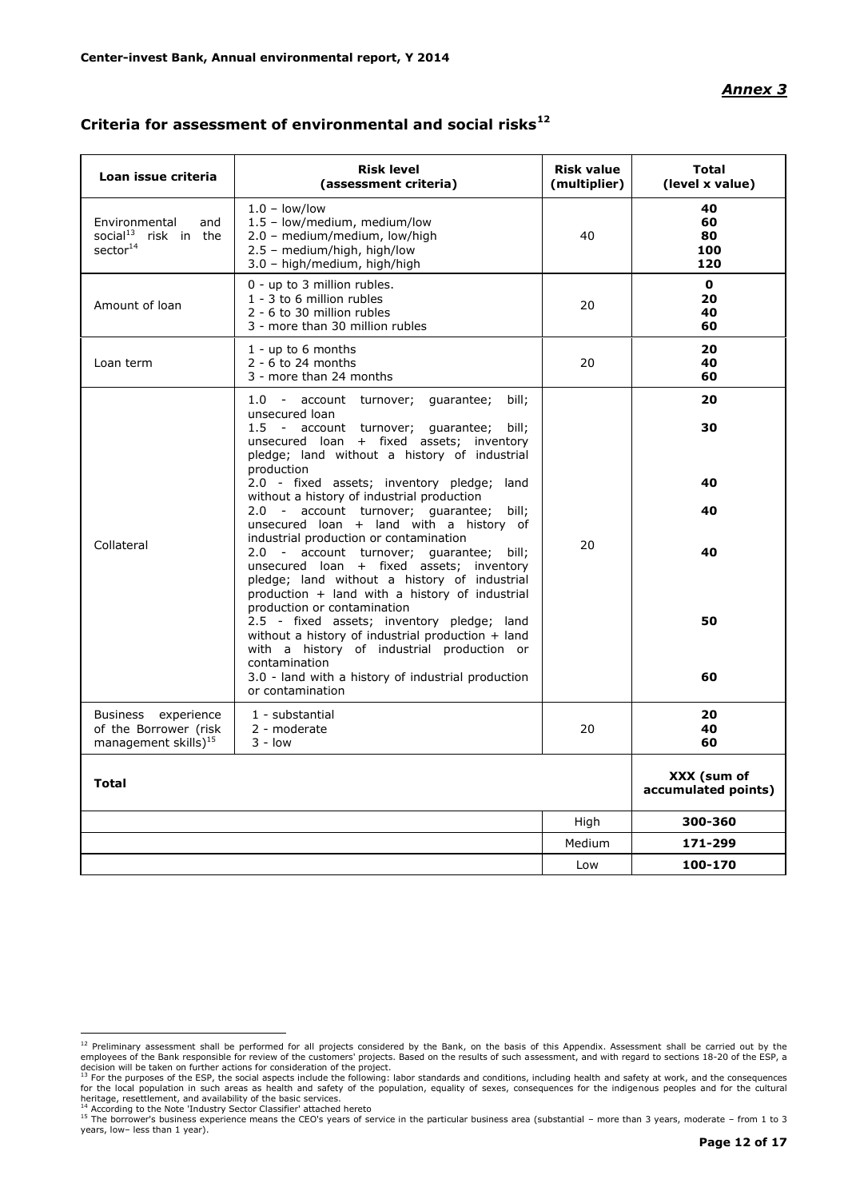*Annex 3*

## Criteria for assessment of environmental and social risks[12]

| Loan issue criteria | Risk level (assessment criteria) | Risk value (multiplier) | Total (level x value) |
|---|---|---|---|
| Environmental and social[13] risk in the sector[14] | 1.0 – low/low<br>1.5 – low/medium, medium/low<br>2.0 – medium/medium, low/high<br>2.5 – medium/high, high/low<br>3.0 – high/medium, high/high | 40 | **40**<br>**60**<br>**80**<br>**100**<br>**120** |
| Amount of loan | 0 - up to 3 million rubles.<br>1 - 3 to 6 million rubles<br>2 - 6 to 30 million rubles<br>3 - more than 30 million rubles | 20 | **0**<br>**20**<br>**40**<br>**60** |
| Loan term | 1 - up to 6 months<br>2 - 6 to 24 months<br>3 - more than 24 months | 20 | **20**<br>**40**<br>**60** |
| Collateral | 1.0 - account turnover; guarantee; bill; unsecured loan<br>1.5 - account turnover; guarantee; bill; unsecured loan + fixed assets; inventory pledge; land without a history of industrial production<br>2.0 - fixed assets; inventory pledge; land without a history of industrial production<br>2.0 - account turnover; guarantee; bill; unsecured loan + land with a history of industrial production or contamination<br>2.0 - account turnover; guarantee; bill; unsecured loan + fixed assets; inventory pledge; land without a history of industrial production + land with a history of industrial production or contamination<br>2.5 - fixed assets; inventory pledge; land without a history of industrial production + land with a history of industrial production or contamination<br>3.0 - land with a history of industrial production or contamination | 20 | **20**<br>**30**<br>**40**<br>**40**<br>**40**<br>**50**<br>**60** |
| Business experience of the Borrower (risk management skills)[15] | 1 - substantial<br>2 - moderate<br>3 - low | 20 | **20**<br>**40**<br>**60** |
| **Total** | | | **XXX (sum of accumulated points)** |
| | | High | **300-360** |
| | | Medium | **171-299** |
| | | Low | **100-170** |

[12] Preliminary assessment shall be performed for all projects considered by the Bank, on the basis of this Appendix. Assessment shall be carried out by the employees of the Bank responsible for review of the customers' projects. Based on the results of such assessment, and with regard to sections 18-20 of the ESP, a decision will be taken on further actions for consideration of the project.

[13] For the purposes of the ESP, the social aspects include the following: labor standards and conditions, including health and safety at work, and the consequences for the local population in such areas as health and safety of the population, equality of sexes, consequences for the indigenous peoples and for the cultural heritage, resettlement, and availability of the basic services.

[14] According to the Note 'Industry Sector Classifier' attached hereto

[15] The borrower's business experience means the CEO's years of service in the particular business area (substantial – more than 3 years, moderate – from 1 to 3 years, low– less than 1 year).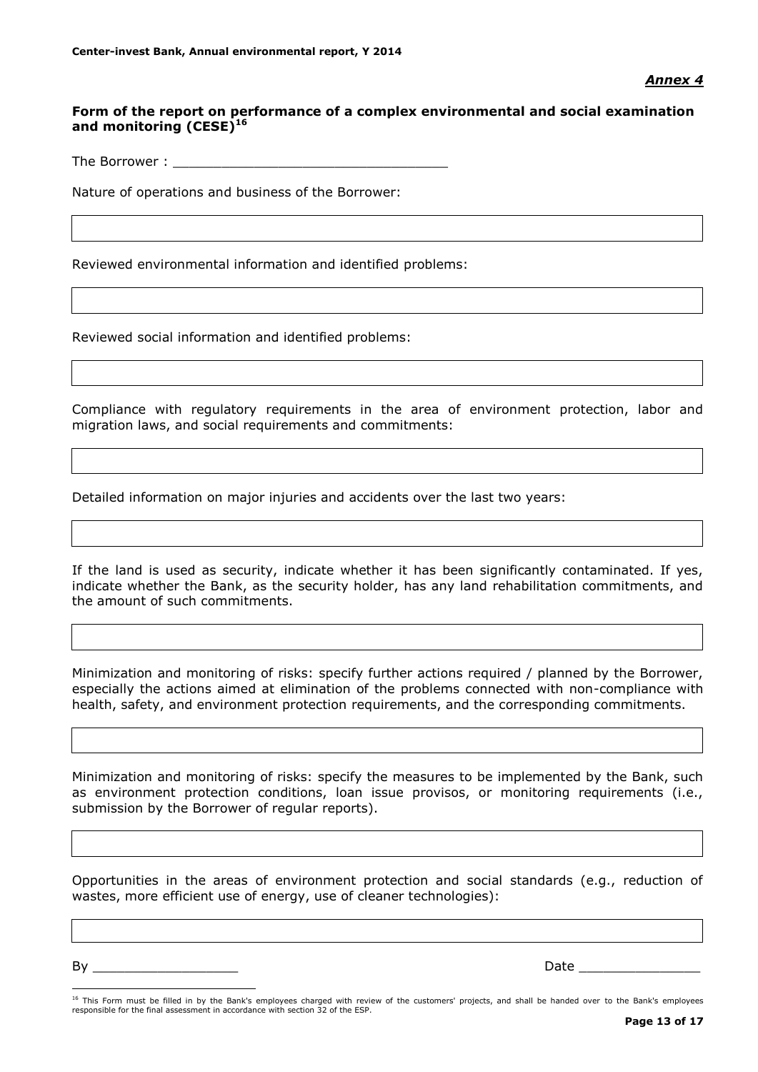***Annex 4***

**Form of the report on performance of a complex environmental and social examination and monitoring (CESE)**[16]

The Borrower : ________________________________

Nature of operations and business of the Borrower:

Reviewed environmental information and identified problems:

Reviewed social information and identified problems:

Compliance with regulatory requirements in the area of environment protection, labor and migration laws, and social requirements and commitments:

Detailed information on major injuries and accidents over the last two years:

If the land is used as security, indicate whether it has been significantly contaminated. If yes, indicate whether the Bank, as the security holder, has any land rehabilitation commitments, and the amount of such commitments.

Minimization and monitoring of risks: specify further actions required / planned by the Borrower, especially the actions aimed at elimination of the problems connected with non-compliance with health, safety, and environment protection requirements, and the corresponding commitments.

Minimization and monitoring of risks: specify the measures to be implemented by the Bank, such as environment protection conditions, loan issue provisos, or monitoring requirements (i.e., submission by the Borrower of regular reports).

Opportunities in the areas of environment protection and social standards (e.g., reduction of wastes, more efficient use of energy, use of cleaner technologies):

By __________________ Date _______________

[16] This Form must be filled in by the Bank's employees charged with review of the customers' projects, and shall be handed over to the Bank's employees responsible for the final assessment in accordance with section 32 of the ESP.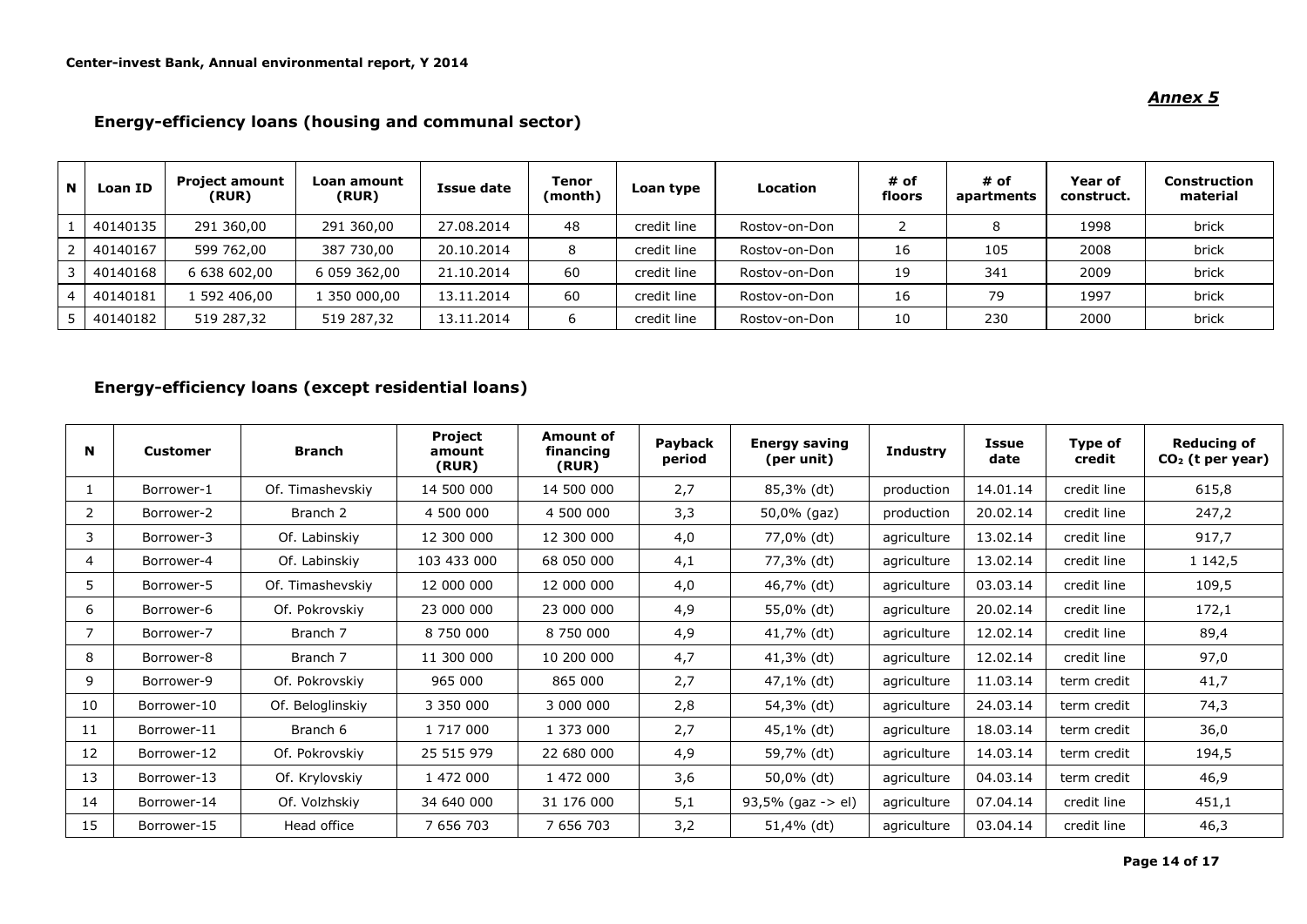*Annex 5*

## Energy-efficiency loans (housing and communal sector)

| N | Loan ID | Project amount (RUR) | Loan amount (RUR) | Issue date | Tenor (month) | Loan type | Location | # of floors | # of apartments | Year of construct. | Construction material |
|---|---|---|---|---|---|---|---|---|---|---|---|
| 1 | 40140135 | 291 360,00 | 291 360,00 | 27.08.2014 | 48 | credit line | Rostov-on-Don | 2 | 8 | 1998 | brick |
| 2 | 40140167 | 599 762,00 | 387 730,00 | 20.10.2014 | 8 | credit line | Rostov-on-Don | 16 | 105 | 2008 | brick |
| 3 | 40140168 | 6 638 602,00 | 6 059 362,00 | 21.10.2014 | 60 | credit line | Rostov-on-Don | 19 | 341 | 2009 | brick |
| 4 | 40140181 | 1 592 406,00 | 1 350 000,00 | 13.11.2014 | 60 | credit line | Rostov-on-Don | 16 | 79 | 1997 | brick |
| 5 | 40140182 | 519 287,32 | 519 287,32 | 13.11.2014 | 6 | credit line | Rostov-on-Don | 10 | 230 | 2000 | brick |

## Energy-efficiency loans (except residential loans)

| N | Customer | Branch | Project amount (RUR) | Amount of financing (RUR) | Payback period | Energy saving (per unit) | Industry | Issue date | Type of credit | Reducing of $CO_2$ (t per year) |
|---|---|---|---|---|---|---|---|---|---|---|
| 1 | Borrower-1 | Of. Timashevskiy | 14 500 000 | 14 500 000 | 2,7 | 85,3% (dt) | production | 14.01.14 | credit line | 615,8 |
| 2 | Borrower-2 | Branch 2 | 4 500 000 | 4 500 000 | 3,3 | 50,0% (gaz) | production | 20.02.14 | credit line | 247,2 |
| 3 | Borrower-3 | Of. Labinskiy | 12 300 000 | 12 300 000 | 4,0 | 77,0% (dt) | agriculture | 13.02.14 | credit line | 917,7 |
| 4 | Borrower-4 | Of. Labinskiy | 103 433 000 | 68 050 000 | 4,1 | 77,3% (dt) | agriculture | 13.02.14 | credit line | 1 142,5 |
| 5 | Borrower-5 | Of. Timashevskiy | 12 000 000 | 12 000 000 | 4,0 | 46,7% (dt) | agriculture | 03.03.14 | credit line | 109,5 |
| 6 | Borrower-6 | Of. Pokrovskiy | 23 000 000 | 23 000 000 | 4,9 | 55,0% (dt) | agriculture | 20.02.14 | credit line | 172,1 |
| 7 | Borrower-7 | Branch 7 | 8 750 000 | 8 750 000 | 4,9 | 41,7% (dt) | agriculture | 12.02.14 | credit line | 89,4 |
| 8 | Borrower-8 | Branch 7 | 11 300 000 | 10 200 000 | 4,7 | 41,3% (dt) | agriculture | 12.02.14 | credit line | 97,0 |
| 9 | Borrower-9 | Of. Pokrovskiy | 965 000 | 865 000 | 2,7 | 47,1% (dt) | agriculture | 11.03.14 | term credit | 41,7 |
| 10 | Borrower-10 | Of. Beloglinskiy | 3 350 000 | 3 000 000 | 2,8 | 54,3% (dt) | agriculture | 24.03.14 | term credit | 74,3 |
| 11 | Borrower-11 | Branch 6 | 1 717 000 | 1 373 000 | 2,7 | 45,1% (dt) | agriculture | 18.03.14 | term credit | 36,0 |
| 12 | Borrower-12 | Of. Pokrovskiy | 25 515 979 | 22 680 000 | 4,9 | 59,7% (dt) | agriculture | 14.03.14 | term credit | 194,5 |
| 13 | Borrower-13 | Of. Krylovskiy | 1 472 000 | 1 472 000 | 3,6 | 50,0% (dt) | agriculture | 04.03.14 | term credit | 46,9 |
| 14 | Borrower-14 | Of. Volzhskiy | 34 640 000 | 31 176 000 | 5,1 | 93,5% (gaz -> el) | agriculture | 07.04.14 | credit line | 451,1 |
| 15 | Borrower-15 | Head office | 7 656 703 | 7 656 703 | 3,2 | 51,4% (dt) | agriculture | 03.04.14 | credit line | 46,3 |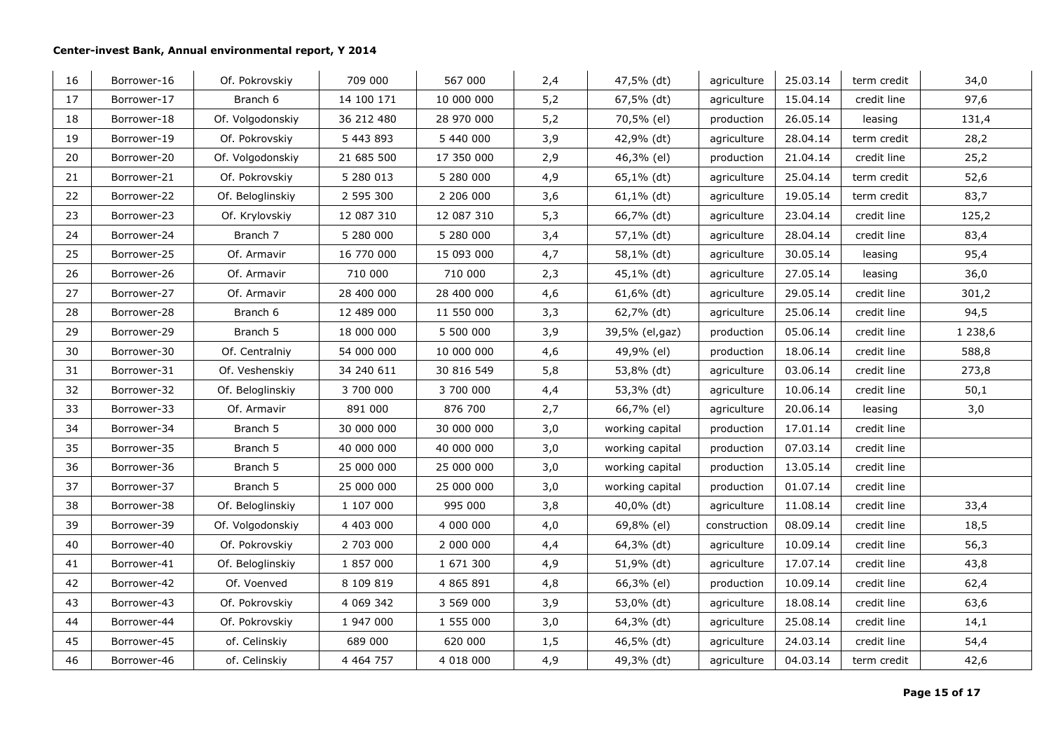| 16 | Borrower-16 | Of. Pokrovskiy | 709 000 | 567 000 | 2,4 | 47,5% (dt) | agriculture | 25.03.14 | term credit | 34,0 |
|---|---|---|---|---|---|---|---|---|---|---|
| 17 | Borrower-17 | Branch 6 | 14 100 171 | 10 000 000 | 5,2 | 67,5% (dt) | agriculture | 15.04.14 | credit line | 97,6 |
| 18 | Borrower-18 | Of. Volgodonskiy | 36 212 480 | 28 970 000 | 5,2 | 70,5% (el) | production | 26.05.14 | leasing | 131,4 |
| 19 | Borrower-19 | Of. Pokrovskiy | 5 443 893 | 5 440 000 | 3,9 | 42,9% (dt) | agriculture | 28.04.14 | term credit | 28,2 |
| 20 | Borrower-20 | Of. Volgodonskiy | 21 685 500 | 17 350 000 | 2,9 | 46,3% (el) | production | 21.04.14 | credit line | 25,2 |
| 21 | Borrower-21 | Of. Pokrovskiy | 5 280 013 | 5 280 000 | 4,9 | 65,1% (dt) | agriculture | 25.04.14 | term credit | 52,6 |
| 22 | Borrower-22 | Of. Beloglinskiy | 2 595 300 | 2 206 000 | 3,6 | 61,1% (dt) | agriculture | 19.05.14 | term credit | 83,7 |
| 23 | Borrower-23 | Of. Krylovskiy | 12 087 310 | 12 087 310 | 5,3 | 66,7% (dt) | agriculture | 23.04.14 | credit line | 125,2 |
| 24 | Borrower-24 | Branch 7 | 5 280 000 | 5 280 000 | 3,4 | 57,1% (dt) | agriculture | 28.04.14 | credit line | 83,4 |
| 25 | Borrower-25 | Of. Armavir | 16 770 000 | 15 093 000 | 4,7 | 58,1% (dt) | agriculture | 30.05.14 | leasing | 95,4 |
| 26 | Borrower-26 | Of. Armavir | 710 000 | 710 000 | 2,3 | 45,1% (dt) | agriculture | 27.05.14 | leasing | 36,0 |
| 27 | Borrower-27 | Of. Armavir | 28 400 000 | 28 400 000 | 4,6 | 61,6% (dt) | agriculture | 29.05.14 | credit line | 301,2 |
| 28 | Borrower-28 | Branch 6 | 12 489 000 | 11 550 000 | 3,3 | 62,7% (dt) | agriculture | 25.06.14 | credit line | 94,5 |
| 29 | Borrower-29 | Branch 5 | 18 000 000 | 5 500 000 | 3,9 | 39,5% (el,gaz) | production | 05.06.14 | credit line | 1 238,6 |
| 30 | Borrower-30 | Of. Centralniy | 54 000 000 | 10 000 000 | 4,6 | 49,9% (el) | production | 18.06.14 | credit line | 588,8 |
| 31 | Borrower-31 | Of. Veshenskiy | 34 240 611 | 30 816 549 | 5,8 | 53,8% (dt) | agriculture | 03.06.14 | credit line | 273,8 |
| 32 | Borrower-32 | Of. Beloglinskiy | 3 700 000 | 3 700 000 | 4,4 | 53,3% (dt) | agriculture | 10.06.14 | credit line | 50,1 |
| 33 | Borrower-33 | Of. Armavir | 891 000 | 876 700 | 2,7 | 66,7% (el) | agriculture | 20.06.14 | leasing | 3,0 |
| 34 | Borrower-34 | Branch 5 | 30 000 000 | 30 000 000 | 3,0 | working capital | production | 17.01.14 | credit line | |
| 35 | Borrower-35 | Branch 5 | 40 000 000 | 40 000 000 | 3,0 | working capital | production | 07.03.14 | credit line | |
| 36 | Borrower-36 | Branch 5 | 25 000 000 | 25 000 000 | 3,0 | working capital | production | 13.05.14 | credit line | |
| 37 | Borrower-37 | Branch 5 | 25 000 000 | 25 000 000 | 3,0 | working capital | production | 01.07.14 | credit line | |
| 38 | Borrower-38 | Of. Beloglinskiy | 1 107 000 | 995 000 | 3,8 | 40,0% (dt) | agriculture | 11.08.14 | credit line | 33,4 |
| 39 | Borrower-39 | Of. Volgodonskiy | 4 403 000 | 4 000 000 | 4,0 | 69,8% (el) | construction | 08.09.14 | credit line | 18,5 |
| 40 | Borrower-40 | Of. Pokrovskiy | 2 703 000 | 2 000 000 | 4,4 | 64,3% (dt) | agriculture | 10.09.14 | credit line | 56,3 |
| 41 | Borrower-41 | Of. Beloglinskiy | 1 857 000 | 1 671 300 | 4,9 | 51,9% (dt) | agriculture | 17.07.14 | credit line | 43,8 |
| 42 | Borrower-42 | Of. Voenved | 8 109 819 | 4 865 891 | 4,8 | 66,3% (el) | production | 10.09.14 | credit line | 62,4 |
| 43 | Borrower-43 | Of. Pokrovskiy | 4 069 342 | 3 569 000 | 3,9 | 53,0% (dt) | agriculture | 18.08.14 | credit line | 63,6 |
| 44 | Borrower-44 | Of. Pokrovskiy | 1 947 000 | 1 555 000 | 3,0 | 64,3% (dt) | agriculture | 25.08.14 | credit line | 14,1 |
| 45 | Borrower-45 | of. Celinskiy | 689 000 | 620 000 | 1,5 | 46,5% (dt) | agriculture | 24.03.14 | credit line | 54,4 |
| 46 | Borrower-46 | of. Celinskiy | 4 464 757 | 4 018 000 | 4,9 | 49,3% (dt) | agriculture | 04.03.14 | term credit | 42,6 |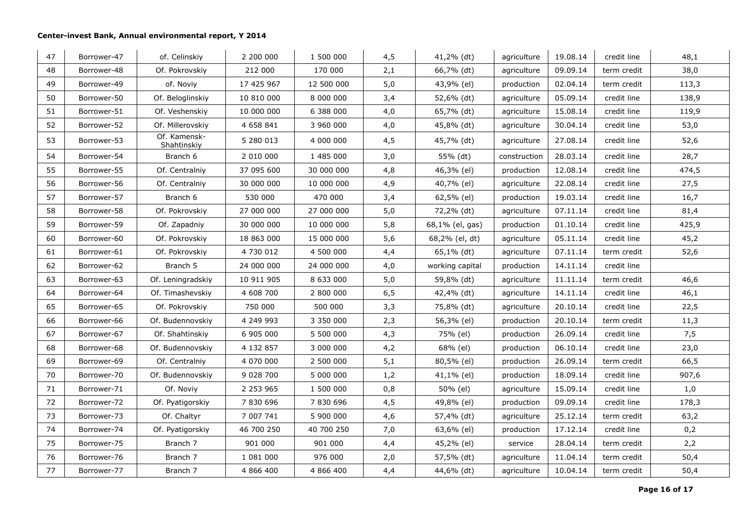| 47 | Borrower-47 | of. Celinskiy | 2 200 000 | 1 500 000 | 4,5 | 41,2% (dt) | agriculture | 19.08.14 | credit line | 48,1 |
|---|---|---|---|---|---|---|---|---|---|---|
| 48 | Borrower-48 | Of. Pokrovskiy | 212 000 | 170 000 | 2,1 | 66,7% (dt) | agriculture | 09.09.14 | term credit | 38,0 |
| 49 | Borrower-49 | of. Noviy | 17 425 967 | 12 500 000 | 5,0 | 43,9% (el) | production | 02.04.14 | term credit | 113,3 |
| 50 | Borrower-50 | Of. Beloglinskiy | 10 810 000 | 8 000 000 | 3,4 | 52,6% (dt) | agriculture | 05.09.14 | credit line | 138,9 |
| 51 | Borrower-51 | Of. Veshenskiy | 10 000 000 | 6 388 000 | 4,0 | 65,7% (dt) | agriculture | 15.08.14 | credit line | 119,9 |
| 52 | Borrower-52 | Of. Millerovskiy | 4 658 841 | 3 960 000 | 4,0 | 45,8% (dt) | agriculture | 30.04.14 | credit line | 53,0 |
| 53 | Borrower-53 | Of. Kamensk-Shahtinskiy | 5 280 013 | 4 000 000 | 4,5 | 45,7% (dt) | agriculture | 27.08.14 | credit line | 52,6 |
| 54 | Borrower-54 | Branch 6 | 2 010 000 | 1 485 000 | 3,0 | 55% (dt) | construction | 28.03.14 | credit line | 28,7 |
| 55 | Borrower-55 | Of. Centralniy | 37 095 600 | 30 000 000 | 4,8 | 46,3% (el) | production | 12.08.14 | credit line | 474,5 |
| 56 | Borrower-56 | Of. Centralniy | 30 000 000 | 10 000 000 | 4,9 | 40,7% (el) | agriculture | 22.08.14 | credit line | 27,5 |
| 57 | Borrower-57 | Branch 6 | 530 000 | 470 000 | 3,4 | 62,5% (el) | production | 19.03.14 | credit line | 16,7 |
| 58 | Borrower-58 | Of. Pokrovskiy | 27 000 000 | 27 000 000 | 5,0 | 72,2% (dt) | agriculture | 07.11.14 | credit line | 81,4 |
| 59 | Borrower-59 | Of. Zapadniy | 30 000 000 | 10 000 000 | 5,8 | 68,1% (el, gas) | production | 01.10.14 | credit line | 425,9 |
| 60 | Borrower-60 | Of. Pokrovskiy | 18 863 000 | 15 000 000 | 5,6 | 68,2% (el, dt) | agriculture | 05.11.14 | credit line | 45,2 |
| 61 | Borrower-61 | Of. Pokrovskiy | 4 730 012 | 4 500 000 | 4,4 | 65,1% (dt) | agriculture | 07.11.14 | term credit | 52,6 |
| 62 | Borrower-62 | Branch 5 | 24 000 000 | 24 000 000 | 4,0 | working capital | production | 14.11.14 | credit line | |
| 63 | Borrower-63 | Of. Leningradskiy | 10 911 905 | 8 633 000 | 5,0 | 59,8% (dt) | agriculture | 11.11.14 | term credit | 46,6 |
| 64 | Borrower-64 | Of. Timashevskiy | 4 608 700 | 2 800 000 | 6,5 | 42,4% (dt) | agriculture | 14.11.14 | credit line | 46,1 |
| 65 | Borrower-65 | Of. Pokrovskiy | 750 000 | 500 000 | 3,3 | 75,8% (dt) | agriculture | 20.10.14 | credit line | 22,5 |
| 66 | Borrower-66 | Of. Budennovskiy | 4 249 993 | 3 350 000 | 2,3 | 56,3% (el) | production | 20.10.14 | term credit | 11,3 |
| 67 | Borrower-67 | Of. Shahtinskiy | 6 905 000 | 5 500 000 | 4,3 | 75% (el) | production | 26.09.14 | credit line | 7,5 |
| 68 | Borrower-68 | Of. Budennovskiy | 4 132 857 | 3 000 000 | 4,2 | 68% (el) | production | 06.10.14 | credit line | 23,0 |
| 69 | Borrower-69 | Of. Centralniy | 4 070 000 | 2 500 000 | 5,1 | 80,5% (el) | production | 26.09.14 | term credit | 66,5 |
| 70 | Borrower-70 | Of. Budennovskiy | 9 028 700 | 5 000 000 | 1,2 | 41,1% (el) | production | 18.09.14 | credit line | 907,6 |
| 71 | Borrower-71 | Of. Noviy | 2 253 965 | 1 500 000 | 0,8 | 50% (el) | agriculture | 15.09.14 | credit line | 1,0 |
| 72 | Borrower-72 | Of. Pyatigorskiy | 7 830 696 | 7 830 696 | 4,5 | 49,8% (el) | production | 09.09.14 | credit line | 178,3 |
| 73 | Borrower-73 | Of. Chaltyr | 7 007 741 | 5 900 000 | 4,6 | 57,4% (dt) | agriculture | 25.12.14 | term credit | 63,2 |
| 74 | Borrower-74 | Of. Pyatigorskiy | 46 700 250 | 40 700 250 | 7,0 | 63,6% (el) | production | 17.12.14 | credit line | 0,2 |
| 75 | Borrower-75 | Branch 7 | 901 000 | 901 000 | 4,4 | 45,2% (el) | service | 28.04.14 | term credit | 2,2 |
| 76 | Borrower-76 | Branch 7 | 1 081 000 | 976 000 | 2,0 | 57,5% (dt) | agriculture | 11.04.14 | term credit | 50,4 |
| 77 | Borrower-77 | Branch 7 | 4 866 400 | 4 866 400 | 4,4 | 44,6% (dt) | agriculture | 10.04.14 | term credit | 50,4 |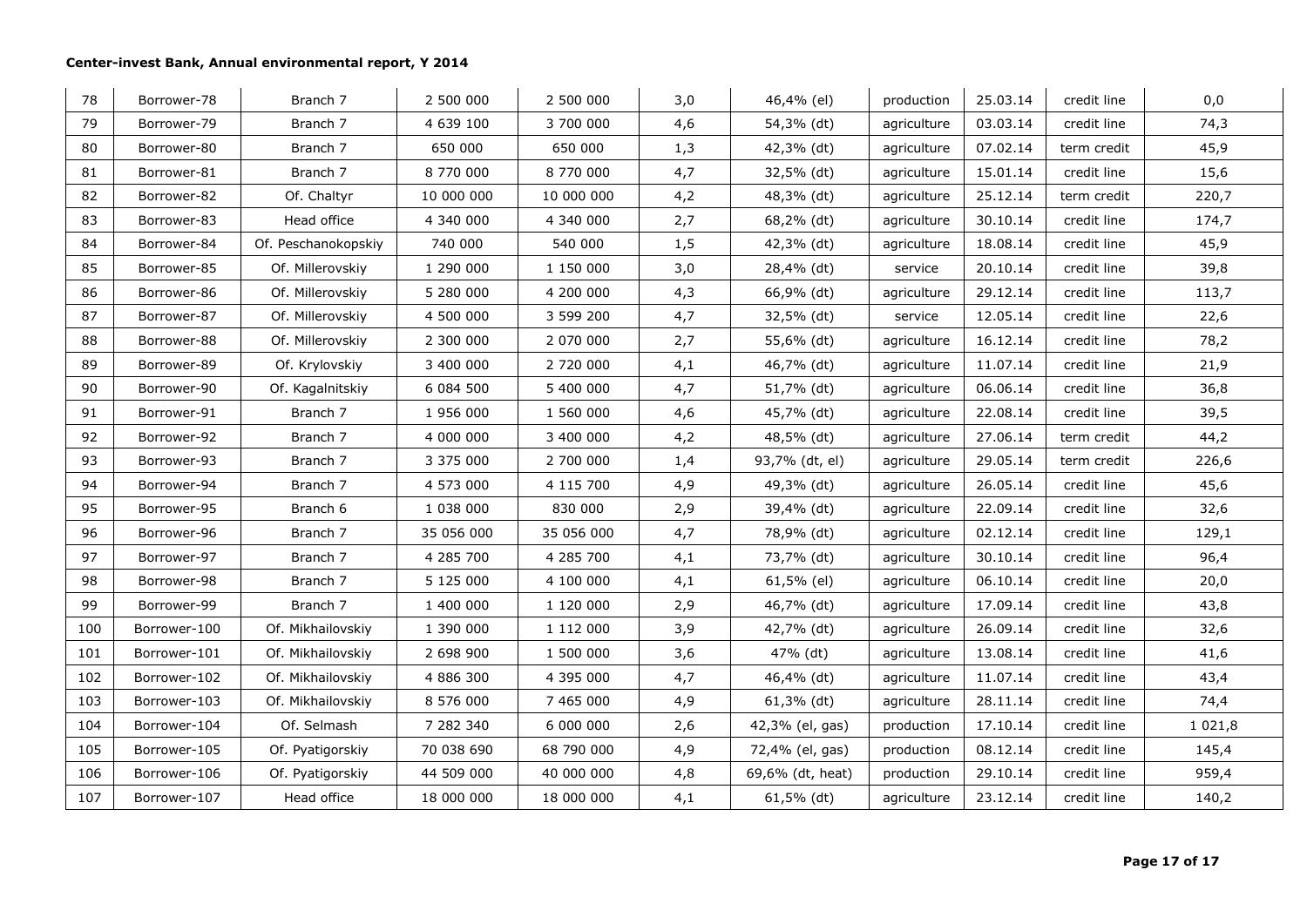| | | | | | | | | | | |
|---|---|---|---|---|---|---|---|---|---|---|
| 78 | Borrower-78 | Branch 7 | 2 500 000 | 2 500 000 | 3,0 | 46,4% (el) | production | 25.03.14 | credit line | 0,0 |
| 79 | Borrower-79 | Branch 7 | 4 639 100 | 3 700 000 | 4,6 | 54,3% (dt) | agriculture | 03.03.14 | credit line | 74,3 |
| 80 | Borrower-80 | Branch 7 | 650 000 | 650 000 | 1,3 | 42,3% (dt) | agriculture | 07.02.14 | term credit | 45,9 |
| 81 | Borrower-81 | Branch 7 | 8 770 000 | 8 770 000 | 4,7 | 32,5% (dt) | agriculture | 15.01.14 | credit line | 15,6 |
| 82 | Borrower-82 | Of. Chaltyr | 10 000 000 | 10 000 000 | 4,2 | 48,3% (dt) | agriculture | 25.12.14 | term credit | 220,7 |
| 83 | Borrower-83 | Head office | 4 340 000 | 4 340 000 | 2,7 | 68,2% (dt) | agriculture | 30.10.14 | credit line | 174,7 |
| 84 | Borrower-84 | Of. Peschanokopskiy | 740 000 | 540 000 | 1,5 | 42,3% (dt) | agriculture | 18.08.14 | credit line | 45,9 |
| 85 | Borrower-85 | Of. Millerovskiy | 1 290 000 | 1 150 000 | 3,0 | 28,4% (dt) | service | 20.10.14 | credit line | 39,8 |
| 86 | Borrower-86 | Of. Millerovskiy | 5 280 000 | 4 200 000 | 4,3 | 66,9% (dt) | agriculture | 29.12.14 | credit line | 113,7 |
| 87 | Borrower-87 | Of. Millerovskiy | 4 500 000 | 3 599 200 | 4,7 | 32,5% (dt) | service | 12.05.14 | credit line | 22,6 |
| 88 | Borrower-88 | Of. Millerovskiy | 2 300 000 | 2 070 000 | 2,7 | 55,6% (dt) | agriculture | 16.12.14 | credit line | 78,2 |
| 89 | Borrower-89 | Of. Krylovskiy | 3 400 000 | 2 720 000 | 4,1 | 46,7% (dt) | agriculture | 11.07.14 | credit line | 21,9 |
| 90 | Borrower-90 | Of. Kagalnitskiy | 6 084 500 | 5 400 000 | 4,7 | 51,7% (dt) | agriculture | 06.06.14 | credit line | 36,8 |
| 91 | Borrower-91 | Branch 7 | 1 956 000 | 1 560 000 | 4,6 | 45,7% (dt) | agriculture | 22.08.14 | credit line | 39,5 |
| 92 | Borrower-92 | Branch 7 | 4 000 000 | 3 400 000 | 4,2 | 48,5% (dt) | agriculture | 27.06.14 | term credit | 44,2 |
| 93 | Borrower-93 | Branch 7 | 3 375 000 | 2 700 000 | 1,4 | 93,7% (dt, el) | agriculture | 29.05.14 | term credit | 226,6 |
| 94 | Borrower-94 | Branch 7 | 4 573 000 | 4 115 700 | 4,9 | 49,3% (dt) | agriculture | 26.05.14 | credit line | 45,6 |
| 95 | Borrower-95 | Branch 6 | 1 038 000 | 830 000 | 2,9 | 39,4% (dt) | agriculture | 22.09.14 | credit line | 32,6 |
| 96 | Borrower-96 | Branch 7 | 35 056 000 | 35 056 000 | 4,7 | 78,9% (dt) | agriculture | 02.12.14 | credit line | 129,1 |
| 97 | Borrower-97 | Branch 7 | 4 285 700 | 4 285 700 | 4,1 | 73,7% (dt) | agriculture | 30.10.14 | credit line | 96,4 |
| 98 | Borrower-98 | Branch 7 | 5 125 000 | 4 100 000 | 4,1 | 61,5% (el) | agriculture | 06.10.14 | credit line | 20,0 |
| 99 | Borrower-99 | Branch 7 | 1 400 000 | 1 120 000 | 2,9 | 46,7% (dt) | agriculture | 17.09.14 | credit line | 43,8 |
| 100 | Borrower-100 | Of. Mikhailovskiy | 1 390 000 | 1 112 000 | 3,9 | 42,7% (dt) | agriculture | 26.09.14 | credit line | 32,6 |
| 101 | Borrower-101 | Of. Mikhailovskiy | 2 698 900 | 1 500 000 | 3,6 | 47% (dt) | agriculture | 13.08.14 | credit line | 41,6 |
| 102 | Borrower-102 | Of. Mikhailovskiy | 4 886 300 | 4 395 000 | 4,7 | 46,4% (dt) | agriculture | 11.07.14 | credit line | 43,4 |
| 103 | Borrower-103 | Of. Mikhailovskiy | 8 576 000 | 7 465 000 | 4,9 | 61,3% (dt) | agriculture | 28.11.14 | credit line | 74,4 |
| 104 | Borrower-104 | Of. Selmash | 7 282 340 | 6 000 000 | 2,6 | 42,3% (el, gas) | production | 17.10.14 | credit line | 1 021,8 |
| 105 | Borrower-105 | Of. Pyatigorskiy | 70 038 690 | 68 790 000 | 4,9 | 72,4% (el, gas) | production | 08.12.14 | credit line | 145,4 |
| 106 | Borrower-106 | Of. Pyatigorskiy | 44 509 000 | 40 000 000 | 4,8 | 69,6% (dt, heat) | production | 29.10.14 | credit line | 959,4 |
| 107 | Borrower-107 | Head office | 18 000 000 | 18 000 000 | 4,1 | 61,5% (dt) | agriculture | 23.12.14 | credit line | 140,2 |